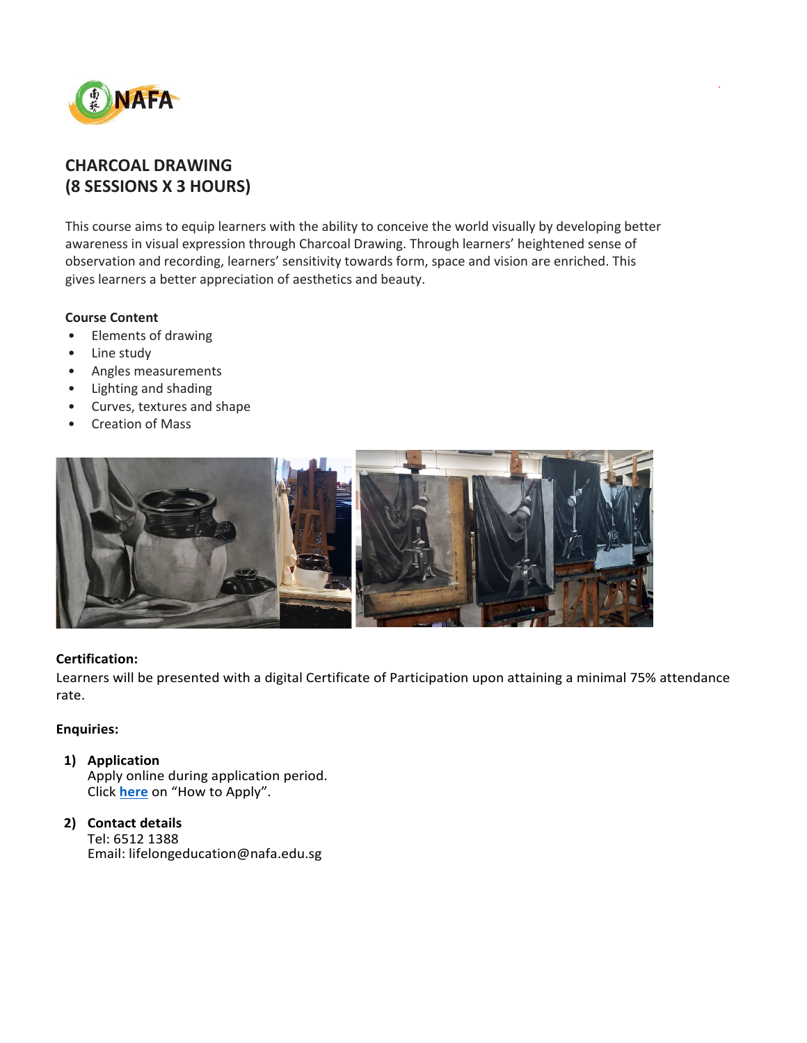# CHARCOAL DRAWING
# (8 SESSIONS X 3 HOURS)

This course aims to equip learners with the ability to conceive the world visually by developing better awareness in visual expression through Charcoal Drawing. Through learners' heightened sense of observation and recording, learners' sensitivity towards form, space and vision are enriched. This gives learners a better appreciation of aesthetics and beauty.

**Course Content**

- Elements of drawing
- Line study
- Angles measurements
- Lighting and shading
- Curves, textures and shape
- Creation of Mass

**Certification:**

Learners will be presented with a digital Certificate of Participation upon attaining a minimal 75% attendance rate.

**Enquiries:**

1) **Application**
   Apply online during application period.
   Click **here** on "How to Apply".

2) **Contact details**
   Tel: 6512 1388
   Email: lifelongeducation@nafa.edu.sg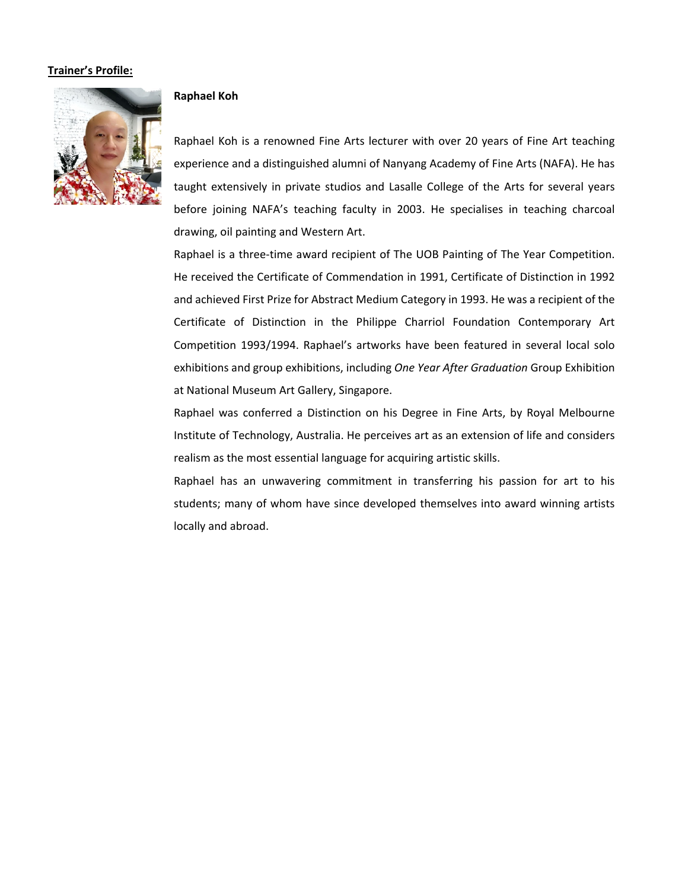**<u>Trainer's Profile:</u>**

**Raphael Koh**

Raphael Koh is a renowned Fine Arts lecturer with over 20 years of Fine Art teaching experience and a distinguished alumni of Nanyang Academy of Fine Arts (NAFA). He has taught extensively in private studios and Lasalle College of the Arts for several years before joining NAFA's teaching faculty in 2003. He specialises in teaching charcoal drawing, oil painting and Western Art.

Raphael is a three-time award recipient of The UOB Painting of The Year Competition. He received the Certificate of Commendation in 1991, Certificate of Distinction in 1992 and achieved First Prize for Abstract Medium Category in 1993. He was a recipient of the Certificate of Distinction in the Philippe Charriol Foundation Contemporary Art Competition 1993/1994. Raphael's artworks have been featured in several local solo exhibitions and group exhibitions, including *One Year After Graduation* Group Exhibition at National Museum Art Gallery, Singapore.

Raphael was conferred a Distinction on his Degree in Fine Arts, by Royal Melbourne Institute of Technology, Australia. He perceives art as an extension of life and considers realism as the most essential language for acquiring artistic skills.

Raphael has an unwavering commitment in transferring his passion for art to his students; many of whom have since developed themselves into award winning artists locally and abroad.